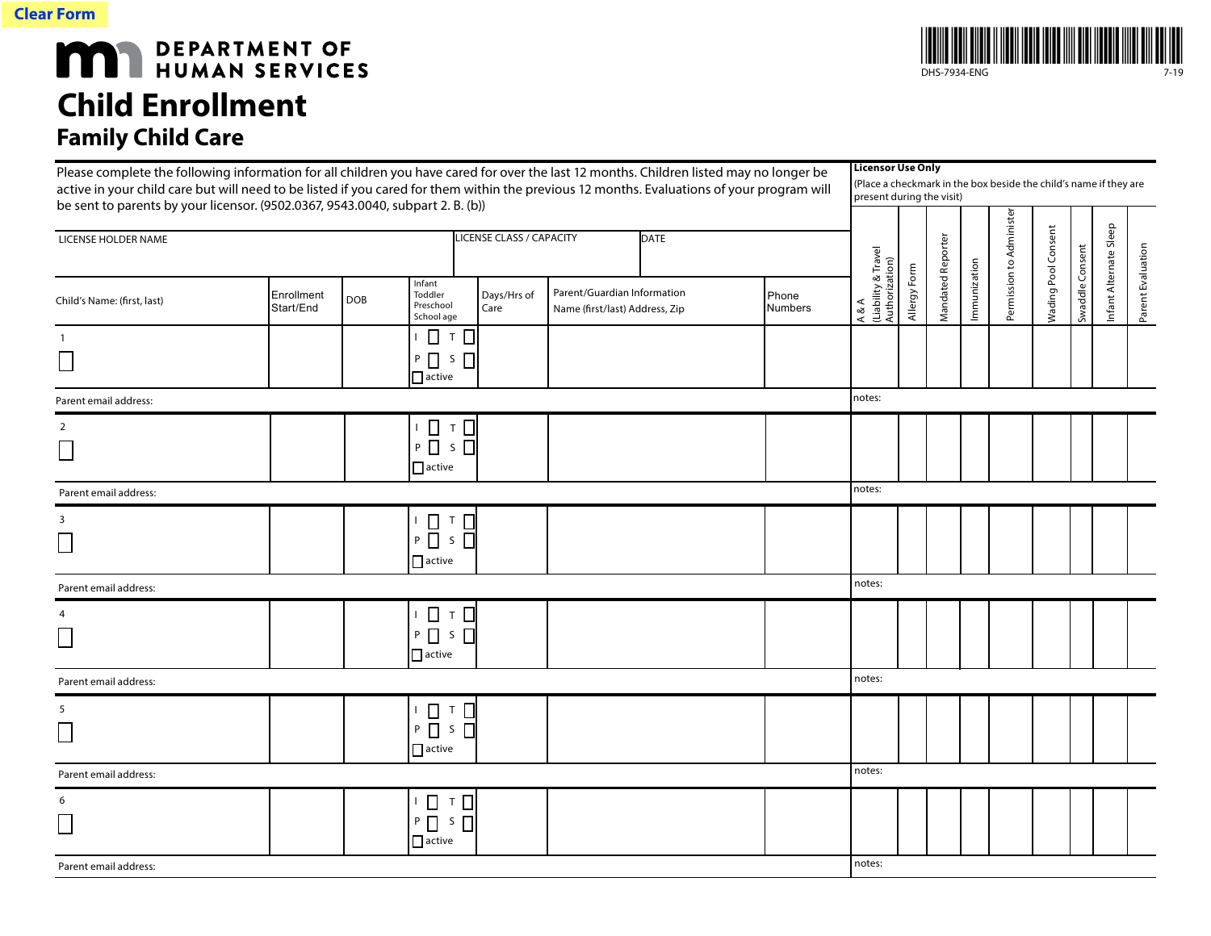Clear Form

DEPARTMENT OF HUMAN SERVICES

DHS-7934-ENG 7-19

# Child Enrollment

## Family Child Care

Please complete the following information for all children you have cared for over the last 12 months. Children listed may no longer be active in your child care but will need to be listed if you cared for them within the previous 12 months. Evaluations of your program will be sent to parents by your licensor. (9502.0367, 9543.0040, subpart 2. B. (b))

**Licensor Use Only**

(Place a checkmark in the box beside the child's name if they are present during the visit)

| LICENSE HOLDER NAME | LICENSE CLASS / CAPACITY | DATE |
|---|---|---|
| | | |

| Child's Name: (first, last) | Enrollment Start/End | DOB | Infant Toddler Preschool School age | Days/Hrs of Care | Parent/Guardian Information Name (first/last) Address, Zip | Phone Numbers | A & A (Liability & Travel Authorization) | Allergy Form | Mandated Reporter | Immunization | Permission to Administer | Wading Pool Consent | Swaddle Consent | Infant Alternate Sleep | Parent Evaluation |
|---|---|---|---|---|---|---|---|---|---|---|---|---|---|---|---|
| 1 ☐ | | | I ☐ T ☐ P ☐ S ☐ ☐ active | | | | | | | | | | | | |
| Parent email address: | | | | | | | notes: | | | | | | | | |
| 2 ☐ | | | I ☐ T ☐ P ☐ S ☐ ☐ active | | | | | | | | | | | | |
| Parent email address: | | | | | | | notes: | | | | | | | | |
| 3 ☐ | | | I ☐ T ☐ P ☐ S ☐ ☐ active | | | | | | | | | | | | |
| Parent email address: | | | | | | | notes: | | | | | | | | |
| 4 ☐ | | | I ☐ T ☐ P ☐ S ☐ ☐ active | | | | | | | | | | | | |
| Parent email address: | | | | | | | notes: | | | | | | | | |
| 5 ☐ | | | I ☐ T ☐ P ☐ S ☐ ☐ active | | | | | | | | | | | | |
| Parent email address: | | | | | | | notes: | | | | | | | | |
| 6 ☐ | | | I ☐ T ☐ P ☐ S ☐ ☐ active | | | | | | | | | | | | |
| Parent email address: | | | | | | | notes: | | | | | | | | |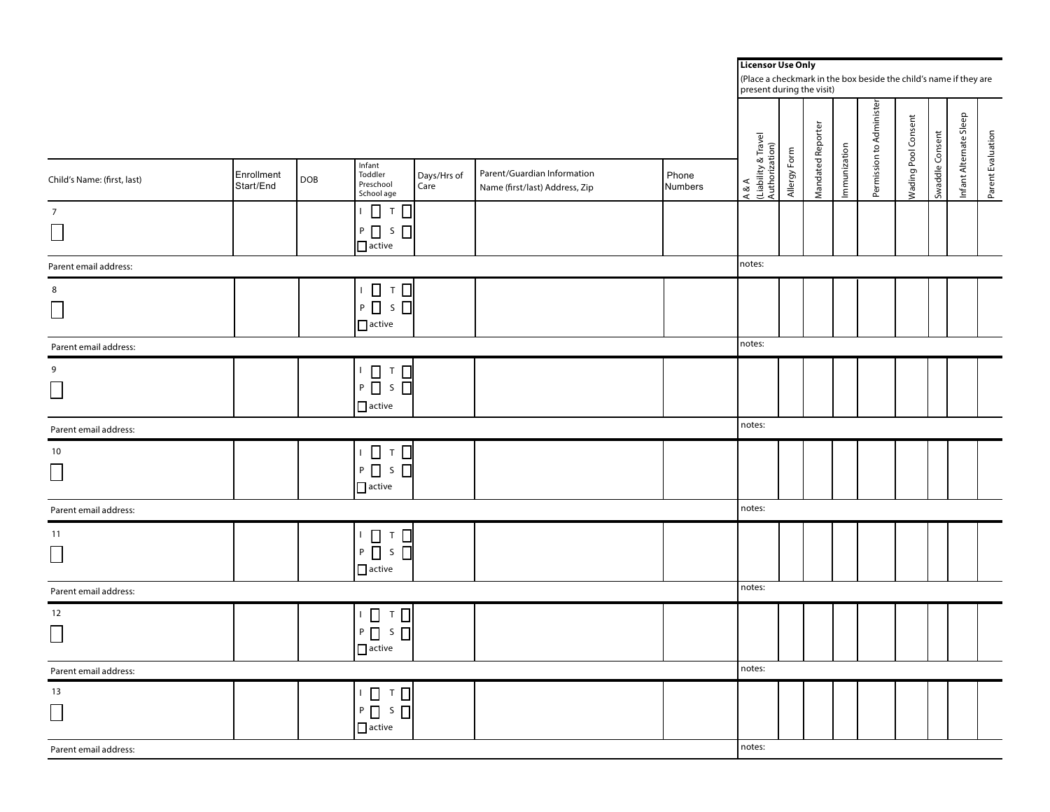**Licensor Use Only**
(Place a checkmark in the box beside the child's name if they are present during the visit)

| Child's Name: (first, last) | Enrollment Start/End | DOB | Infant Toddler Preschool School age | Days/Hrs of Care | Parent/Guardian Information Name (first/last) Address, Zip | Phone Numbers | A & A (Liability & Travel Authorization) | Allergy Form | Mandated Reporter | Immunization | Permission to Administer | Wading Pool Consent | Swaddle Consent | Infant Alternate Sleep | Parent Evaluation |
|---|---|---|---|---|---|---|---|---|---|---|---|---|---|---|---|
| 7 ☐ | | | I ☐ T ☐ P ☐ S ☐ ☐ active | | | | | | | | | | | | |
| Parent email address: | | | | | | | notes: | | | | | | | | |
| 8 ☐ | | | I ☐ T ☐ P ☐ S ☐ ☐ active | | | | | | | | | | | | |
| Parent email address: | | | | | | | notes: | | | | | | | | |
| 9 ☐ | | | I ☐ T ☐ P ☐ S ☐ ☐ active | | | | | | | | | | | | |
| Parent email address: | | | | | | | notes: | | | | | | | | |
| 10 ☐ | | | I ☐ T ☐ P ☐ S ☐ ☐ active | | | | | | | | | | | | |
| Parent email address: | | | | | | | notes: | | | | | | | | |
| 11 ☐ | | | I ☐ T ☐ P ☐ S ☐ ☐ active | | | | | | | | | | | | |
| Parent email address: | | | | | | | notes: | | | | | | | | |
| 12 ☐ | | | I ☐ T ☐ P ☐ S ☐ ☐ active | | | | | | | | | | | | |
| Parent email address: | | | | | | | notes: | | | | | | | | |
| 13 ☐ | | | I ☐ T ☐ P ☐ S ☐ ☐ active | | | | | | | | | | | | |
| Parent email address: | | | | | | | notes: | | | | | | | | |